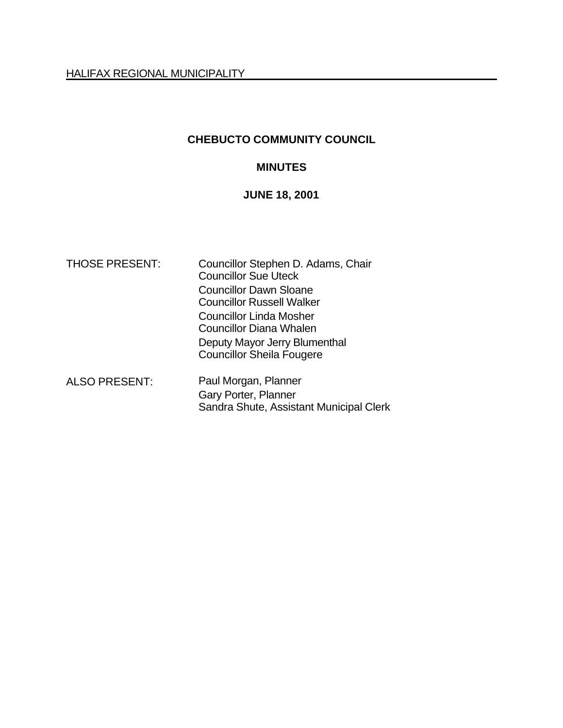HALIFAX REGIONAL MUNICIPALITY

# CHEBUCTO COMMUNITY COUNCIL

## MINUTES

## JUNE 18, 2001

| | |
|---|---|
| THOSE PRESENT: | Councillor Stephen D. Adams, Chair<br>Councillor Sue Uteck<br>Councillor Dawn Sloane<br>Councillor Russell Walker<br>Councillor Linda Mosher<br>Councillor Diana Whalen<br>Deputy Mayor Jerry Blumenthal<br>Councillor Sheila Fougere |
| ALSO PRESENT: | Paul Morgan, Planner<br>Gary Porter, Planner<br>Sandra Shute, Assistant Municipal Clerk |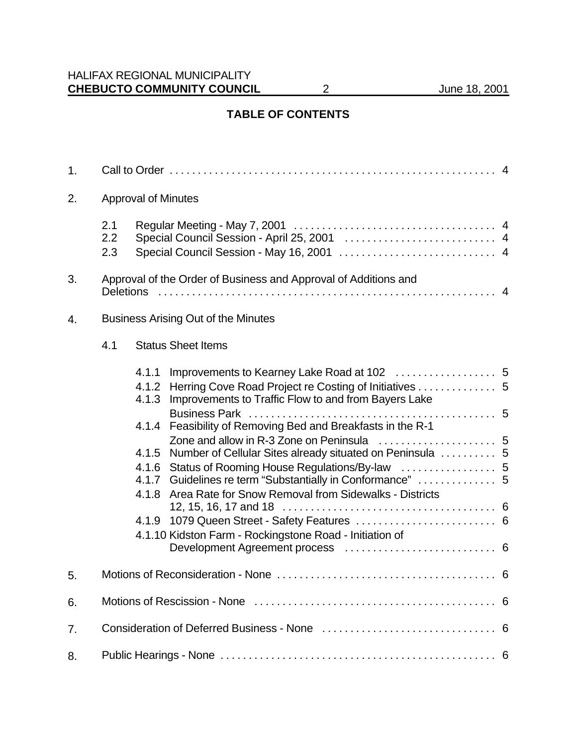## TABLE OF CONTENTS

1. Call to Order . . . . . . . . . . . . . . . . . . . . . . . . . . . . . . . . . . . . . . . . . . . . . . . . . . . . . . . . . . 4

2. Approval of Minutes

   2.1 Regular Meeting - May 7, 2001 . . . . . . . . . . . . . . . . . . . . . . . . . . . . . . . . . . . 4
   2.2 Special Council Session - April 25, 2001 . . . . . . . . . . . . . . . . . . . . . . . . . . 4
   2.3 Special Council Session - May 16, 2001 . . . . . . . . . . . . . . . . . . . . . . . . . . . 4

3. Approval of the Order of Business and Approval of Additions and Deletions . . . . . . . . . . . . . . . . . . . . . . . . . . . . . . . . . . . . . . . . . . . . . . . . . . . . . . . . . . . . 4

4. Business Arising Out of the Minutes

   4.1 Status Sheet Items

      4.1.1 Improvements to Kearney Lake Road at 102 . . . . . . . . . . . . . . . . . . 5
      4.1.2 Herring Cove Road Project re Costing of Initiatives . . . . . . . . . . . . . 5
      4.1.3 Improvements to Traffic Flow to and from Bayers Lake Business Park . . . . . . . . . . . . . . . . . . . . . . . . . . . . . . . . . . . . . . . . . . . 5
      4.1.4 Feasibility of Removing Bed and Breakfasts in the R-1 Zone and allow in R-3 Zone on Peninsula . . . . . . . . . . . . . . . . . . . . 5
      4.1.5 Number of Cellular Sites already situated on Peninsula . . . . . . . . . 5
      4.1.6 Status of Rooming House Regulations/By-law . . . . . . . . . . . . . . . . 5
      4.1.7 Guidelines re term "Substantially in Conformance" . . . . . . . . . . . . . 5
      4.1.8 Area Rate for Snow Removal from Sidewalks - Districts 12, 15, 16, 17 and 18 . . . . . . . . . . . . . . . . . . . . . . . . . . . . . . . . . . . . . 6
      4.1.9 1079 Queen Street - Safety Features . . . . . . . . . . . . . . . . . . . . . . . . 6
      4.1.10 Kidston Farm - Rockingstone Road - Initiation of Development Agreement process . . . . . . . . . . . . . . . . . . . . . . . . . . 6

5. Motions of Reconsideration - None . . . . . . . . . . . . . . . . . . . . . . . . . . . . . . . . . . . . . . 6

6. Motions of Rescission - None . . . . . . . . . . . . . . . . . . . . . . . . . . . . . . . . . . . . . . . . . . 6

7. Consideration of Deferred Business - None . . . . . . . . . . . . . . . . . . . . . . . . . . . . . . . 6

8. Public Hearings - None . . . . . . . . . . . . . . . . . . . . . . . . . . . . . . . . . . . . . . . . . . . . . . . . . 6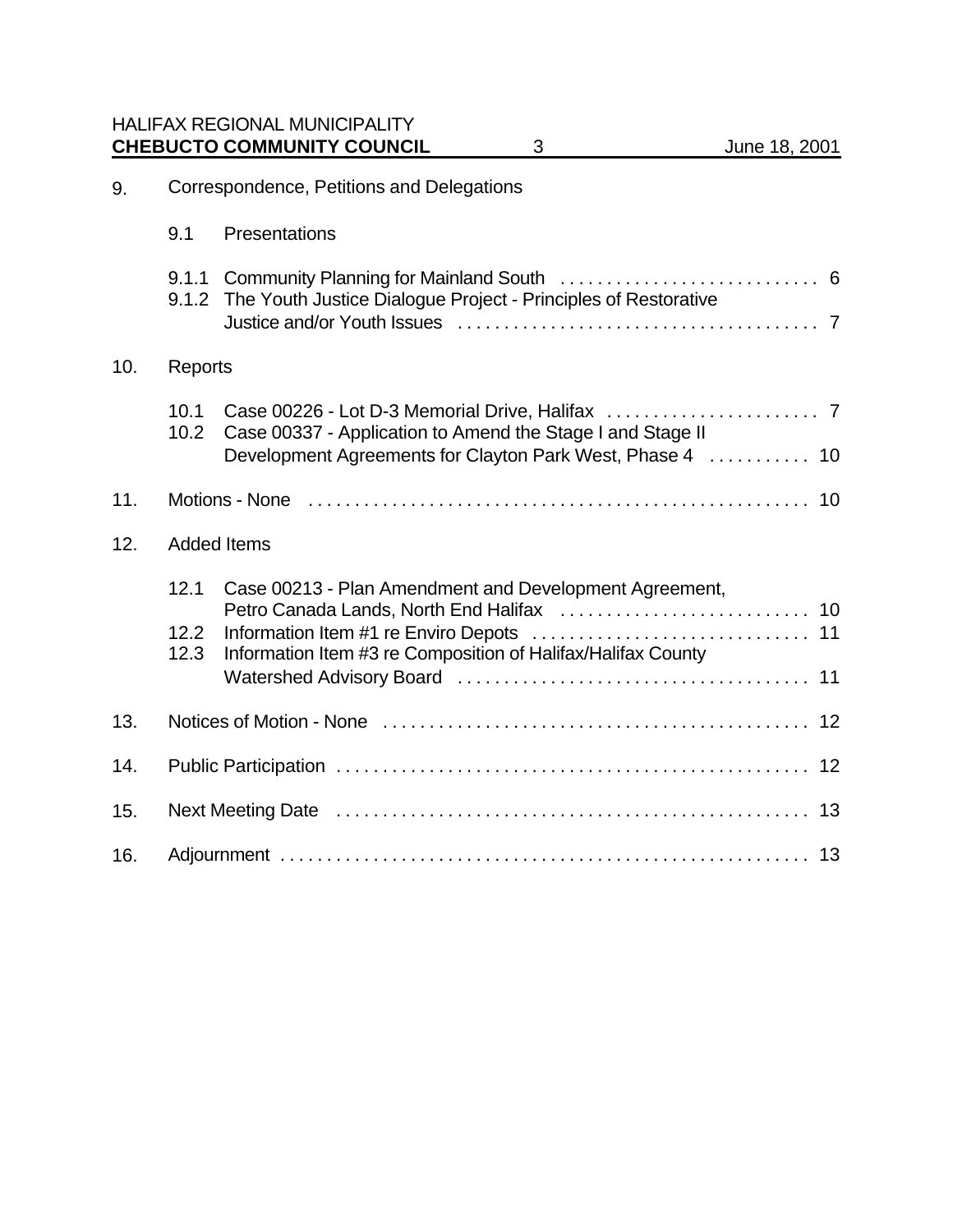9. Correspondence, Petitions and Delegations

   9.1 Presentations

   9.1.1 Community Planning for Mainland South . . . . . . . . . . . . . . . . . . . . . . . . . . . . 6
   9.1.2 The Youth Justice Dialogue Project - Principles of Restorative Justice and/or Youth Issues . . . . . . . . . . . . . . . . . . . . . . . . . . . . . . . . . . . . . . . 7

10. Reports

   10.1 Case 00226 - Lot D-3 Memorial Drive, Halifax . . . . . . . . . . . . . . . . . . . . . . . 7
   10.2 Case 00337 - Application to Amend the Stage I and Stage II Development Agreements for Clayton Park West, Phase 4 . . . . . . . . . . . 10

11. Motions - None . . . . . . . . . . . . . . . . . . . . . . . . . . . . . . . . . . . . . . . . . . . . . . . . . . . . . 10

12. Added Items

   12.1 Case 00213 - Plan Amendment and Development Agreement, Petro Canada Lands, North End Halifax . . . . . . . . . . . . . . . . . . . . . . . . . . . 10
   12.2 Information Item #1 re Enviro Depots . . . . . . . . . . . . . . . . . . . . . . . . . . . . . . 11
   12.3 Information Item #3 re Composition of Halifax/Halifax County Watershed Advisory Board . . . . . . . . . . . . . . . . . . . . . . . . . . . . . . . . . . . . . . 11

13. Notices of Motion - None . . . . . . . . . . . . . . . . . . . . . . . . . . . . . . . . . . . . . . . . . . . . . . 12

14. Public Participation . . . . . . . . . . . . . . . . . . . . . . . . . . . . . . . . . . . . . . . . . . . . . . . . . . . 12

15. Next Meeting Date . . . . . . . . . . . . . . . . . . . . . . . . . . . . . . . . . . . . . . . . . . . . . . . . . . . 13

16. Adjournment . . . . . . . . . . . . . . . . . . . . . . . . . . . . . . . . . . . . . . . . . . . . . . . . . . . . . . . . . 13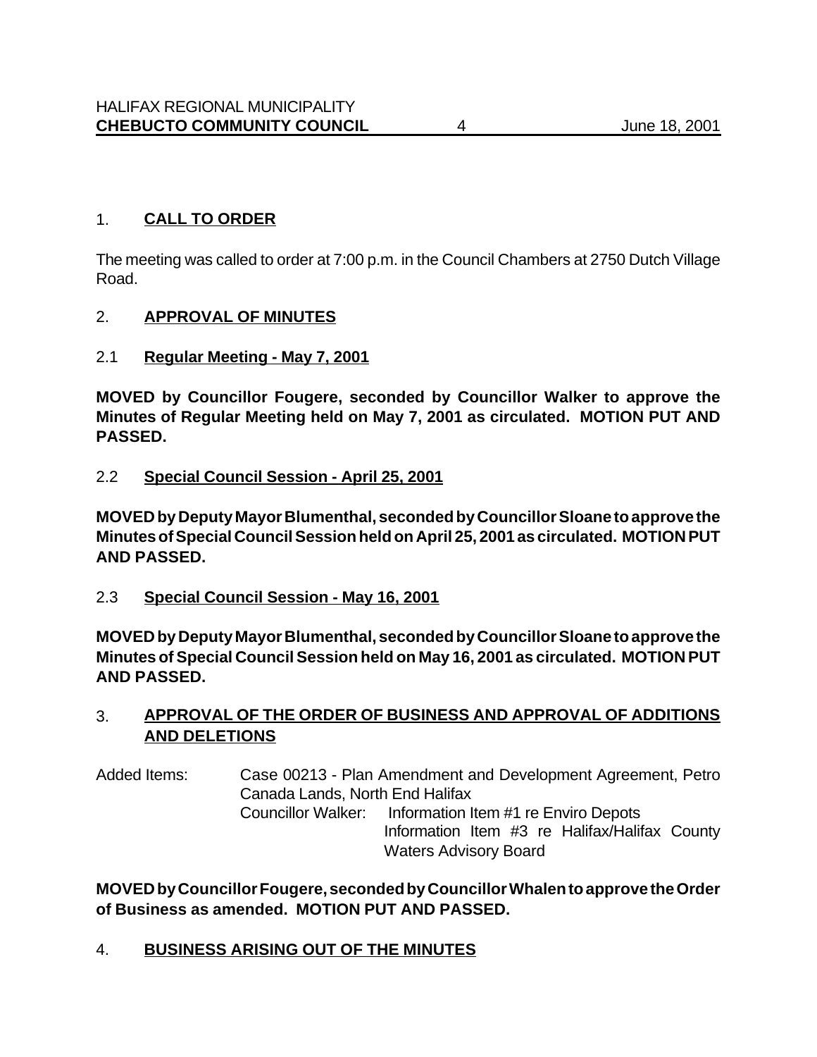## 1. **CALL TO ORDER**

The meeting was called to order at 7:00 p.m. in the Council Chambers at 2750 Dutch Village Road.

## 2. **APPROVAL OF MINUTES**

### 2.1 **Regular Meeting - May 7, 2001**

**MOVED by Councillor Fougere, seconded by Councillor Walker to approve the Minutes of Regular Meeting held on May 7, 2001 as circulated. MOTION PUT AND PASSED.**

### 2.2 **Special Council Session - April 25, 2001**

**MOVED by Deputy Mayor Blumenthal, seconded by Councillor Sloane to approve the Minutes of Special Council Session held on April 25, 2001 as circulated. MOTION PUT AND PASSED.**

### 2.3 **Special Council Session - May 16, 2001**

**MOVED by Deputy Mayor Blumenthal, seconded by Councillor Sloane to approve the Minutes of Special Council Session held on May 16, 2001 as circulated. MOTION PUT AND PASSED.**

## 3. **APPROVAL OF THE ORDER OF BUSINESS AND APPROVAL OF ADDITIONS AND DELETIONS**

Added Items: Case 00213 - Plan Amendment and Development Agreement, Petro Canada Lands, North End Halifax
Councillor Walker: Information Item #1 re Enviro Depots
Information Item #3 re Halifax/Halifax County Waters Advisory Board

**MOVED by Councillor Fougere, seconded by Councillor Whalen to approve the Order of Business as amended. MOTION PUT AND PASSED.**

## 4. **BUSINESS ARISING OUT OF THE MINUTES**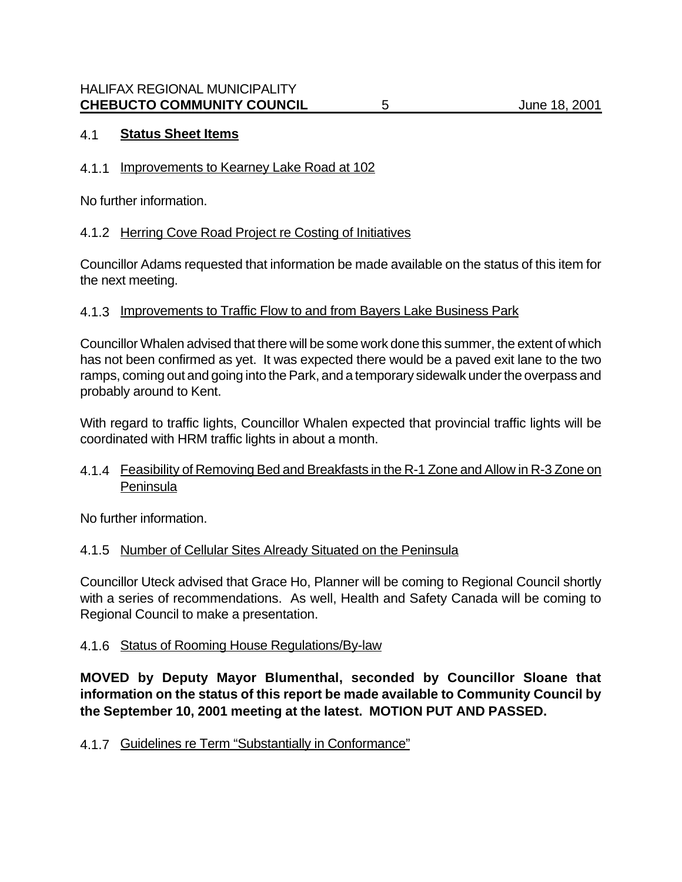## 4.1 **Status Sheet Items**

### 4.1.1 Improvements to Kearney Lake Road at 102

No further information.

### 4.1.2 Herring Cove Road Project re Costing of Initiatives

Councillor Adams requested that information be made available on the status of this item for the next meeting.

### 4.1.3 Improvements to Traffic Flow to and from Bayers Lake Business Park

Councillor Whalen advised that there will be some work done this summer, the extent of which has not been confirmed as yet. It was expected there would be a paved exit lane to the two ramps, coming out and going into the Park, and a temporary sidewalk under the overpass and probably around to Kent.

With regard to traffic lights, Councillor Whalen expected that provincial traffic lights will be coordinated with HRM traffic lights in about a month.

### 4.1.4 Feasibility of Removing Bed and Breakfasts in the R-1 Zone and Allow in R-3 Zone on Peninsula

No further information.

### 4.1.5 Number of Cellular Sites Already Situated on the Peninsula

Councillor Uteck advised that Grace Ho, Planner will be coming to Regional Council shortly with a series of recommendations. As well, Health and Safety Canada will be coming to Regional Council to make a presentation.

### 4.1.6 Status of Rooming House Regulations/By-law

**MOVED by Deputy Mayor Blumenthal, seconded by Councillor Sloane that information on the status of this report be made available to Community Council by the September 10, 2001 meeting at the latest. MOTION PUT AND PASSED.**

### 4.1.7 Guidelines re Term "Substantially in Conformance"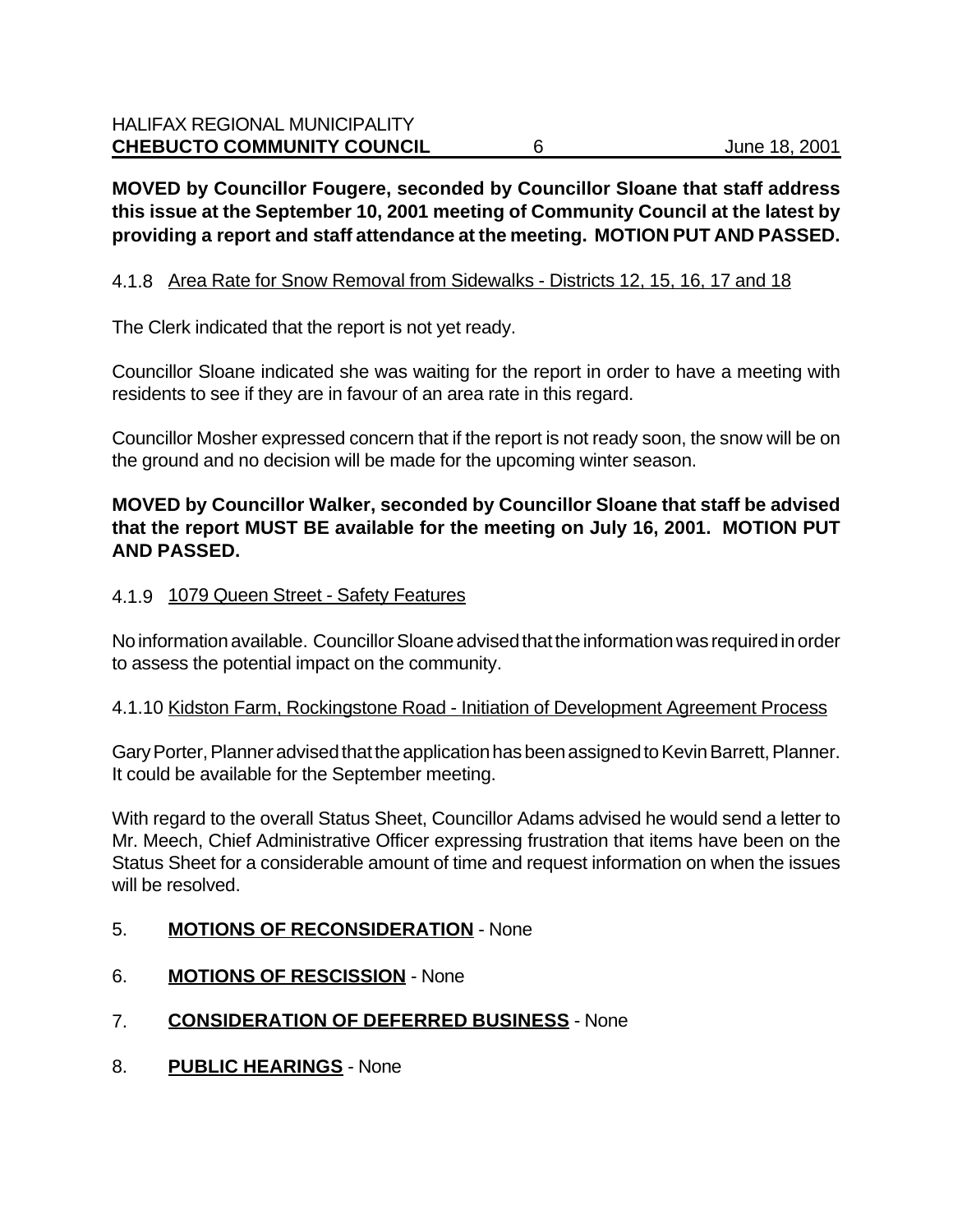**MOVED by Councillor Fougere, seconded by Councillor Sloane that staff address this issue at the September 10, 2001 meeting of Community Council at the latest by providing a report and staff attendance at the meeting. MOTION PUT AND PASSED.**

4.1.8 Area Rate for Snow Removal from Sidewalks - Districts 12, 15, 16, 17 and 18

The Clerk indicated that the report is not yet ready.

Councillor Sloane indicated she was waiting for the report in order to have a meeting with residents to see if they are in favour of an area rate in this regard.

Councillor Mosher expressed concern that if the report is not ready soon, the snow will be on the ground and no decision will be made for the upcoming winter season.

**MOVED by Councillor Walker, seconded by Councillor Sloane that staff be advised that the report MUST BE available for the meeting on July 16, 2001. MOTION PUT AND PASSED.**

4.1.9 1079 Queen Street - Safety Features

No information available. Councillor Sloane advised that the information was required in order to assess the potential impact on the community.

4.1.10 Kidston Farm, Rockingstone Road - Initiation of Development Agreement Process

Gary Porter, Planner advised that the application has been assigned to Kevin Barrett, Planner. It could be available for the September meeting.

With regard to the overall Status Sheet, Councillor Adams advised he would send a letter to Mr. Meech, Chief Administrative Officer expressing frustration that items have been on the Status Sheet for a considerable amount of time and request information on when the issues will be resolved.

5. **MOTIONS OF RECONSIDERATION** - None

6. **MOTIONS OF RESCISSION** - None

7. **CONSIDERATION OF DEFERRED BUSINESS** - None

8. **PUBLIC HEARINGS** - None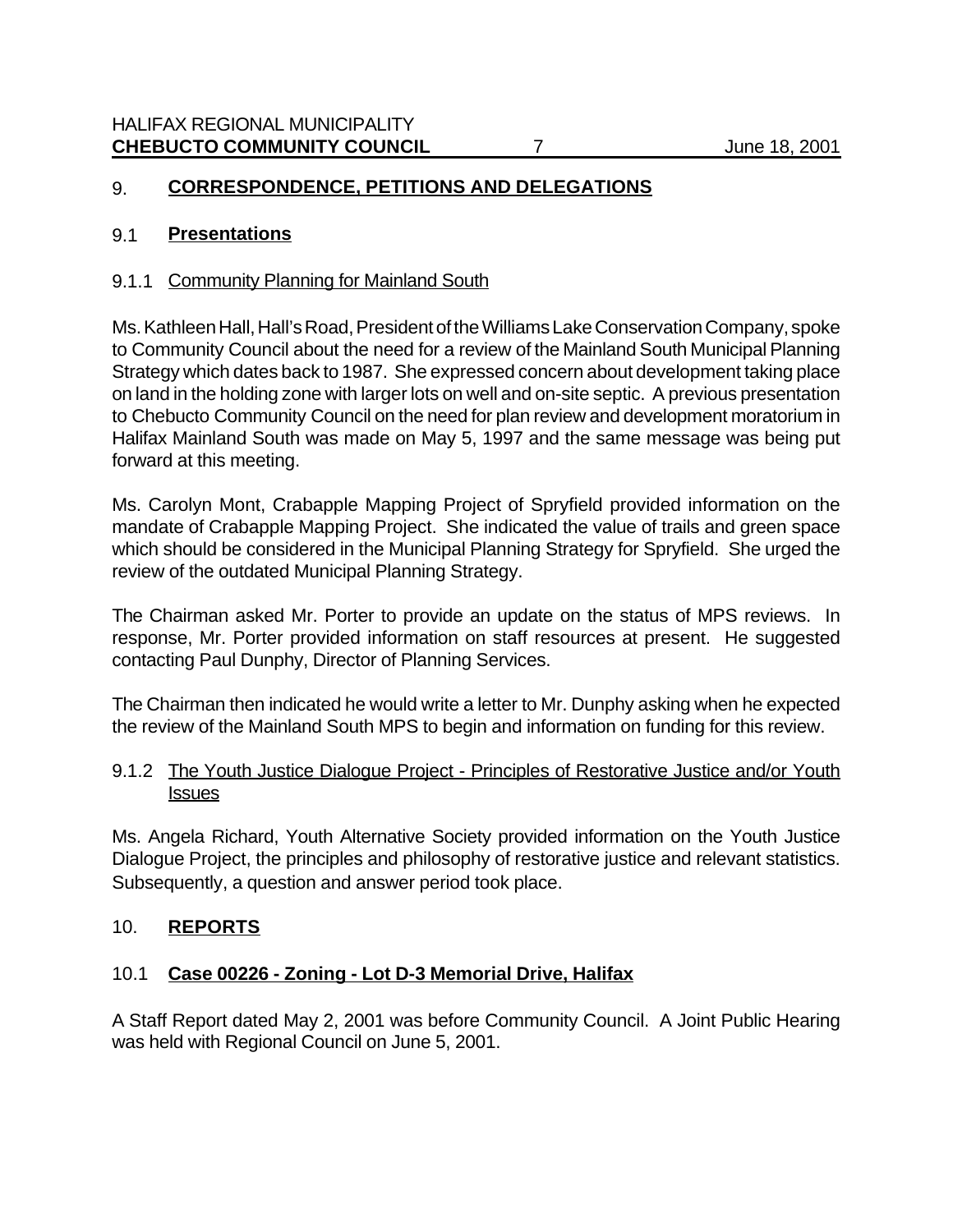## 9. CORRESPONDENCE, PETITIONS AND DELEGATIONS

### 9.1 Presentations

#### 9.1.1 Community Planning for Mainland South

Ms. Kathleen Hall, Hall's Road, President of the Williams Lake Conservation Company, spoke to Community Council about the need for a review of the Mainland South Municipal Planning Strategy which dates back to 1987. She expressed concern about development taking place on land in the holding zone with larger lots on well and on-site septic. A previous presentation to Chebucto Community Council on the need for plan review and development moratorium in Halifax Mainland South was made on May 5, 1997 and the same message was being put forward at this meeting.

Ms. Carolyn Mont, Crabapple Mapping Project of Spryfield provided information on the mandate of Crabapple Mapping Project. She indicated the value of trails and green space which should be considered in the Municipal Planning Strategy for Spryfield. She urged the review of the outdated Municipal Planning Strategy.

The Chairman asked Mr. Porter to provide an update on the status of MPS reviews. In response, Mr. Porter provided information on staff resources at present. He suggested contacting Paul Dunphy, Director of Planning Services.

The Chairman then indicated he would write a letter to Mr. Dunphy asking when he expected the review of the Mainland South MPS to begin and information on funding for this review.

#### 9.1.2 The Youth Justice Dialogue Project - Principles of Restorative Justice and/or Youth Issues

Ms. Angela Richard, Youth Alternative Society provided information on the Youth Justice Dialogue Project, the principles and philosophy of restorative justice and relevant statistics. Subsequently, a question and answer period took place.

## 10. REPORTS

### 10.1 Case 00226 - Zoning - Lot D-3 Memorial Drive, Halifax

A Staff Report dated May 2, 2001 was before Community Council. A Joint Public Hearing was held with Regional Council on June 5, 2001.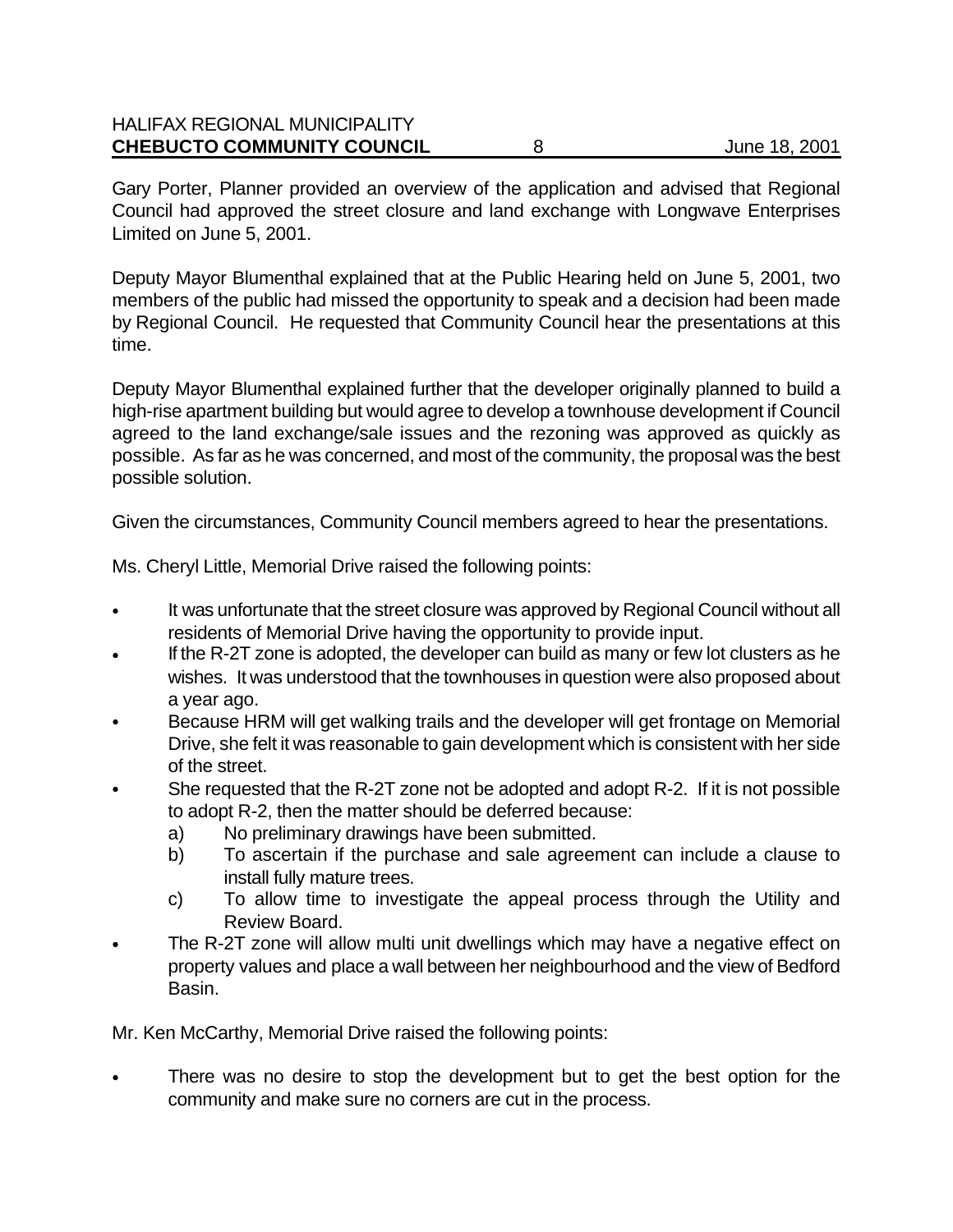Gary Porter, Planner provided an overview of the application and advised that Regional Council had approved the street closure and land exchange with Longwave Enterprises Limited on June 5, 2001.

Deputy Mayor Blumenthal explained that at the Public Hearing held on June 5, 2001, two members of the public had missed the opportunity to speak and a decision had been made by Regional Council. He requested that Community Council hear the presentations at this time.

Deputy Mayor Blumenthal explained further that the developer originally planned to build a high-rise apartment building but would agree to develop a townhouse development if Council agreed to the land exchange/sale issues and the rezoning was approved as quickly as possible. As far as he was concerned, and most of the community, the proposal was the best possible solution.

Given the circumstances, Community Council members agreed to hear the presentations.

Ms. Cheryl Little, Memorial Drive raised the following points:

- It was unfortunate that the street closure was approved by Regional Council without all residents of Memorial Drive having the opportunity to provide input.
- If the R-2T zone is adopted, the developer can build as many or few lot clusters as he wishes. It was understood that the townhouses in question were also proposed about a year ago.
- Because HRM will get walking trails and the developer will get frontage on Memorial Drive, she felt it was reasonable to gain development which is consistent with her side of the street.
- She requested that the R-2T zone not be adopted and adopt R-2. If it is not possible to adopt R-2, then the matter should be deferred because:
  a) No preliminary drawings have been submitted.
  b) To ascertain if the purchase and sale agreement can include a clause to install fully mature trees.
  c) To allow time to investigate the appeal process through the Utility and Review Board.
- The R-2T zone will allow multi unit dwellings which may have a negative effect on property values and place a wall between her neighbourhood and the view of Bedford Basin.

Mr. Ken McCarthy, Memorial Drive raised the following points:

- There was no desire to stop the development but to get the best option for the community and make sure no corners are cut in the process.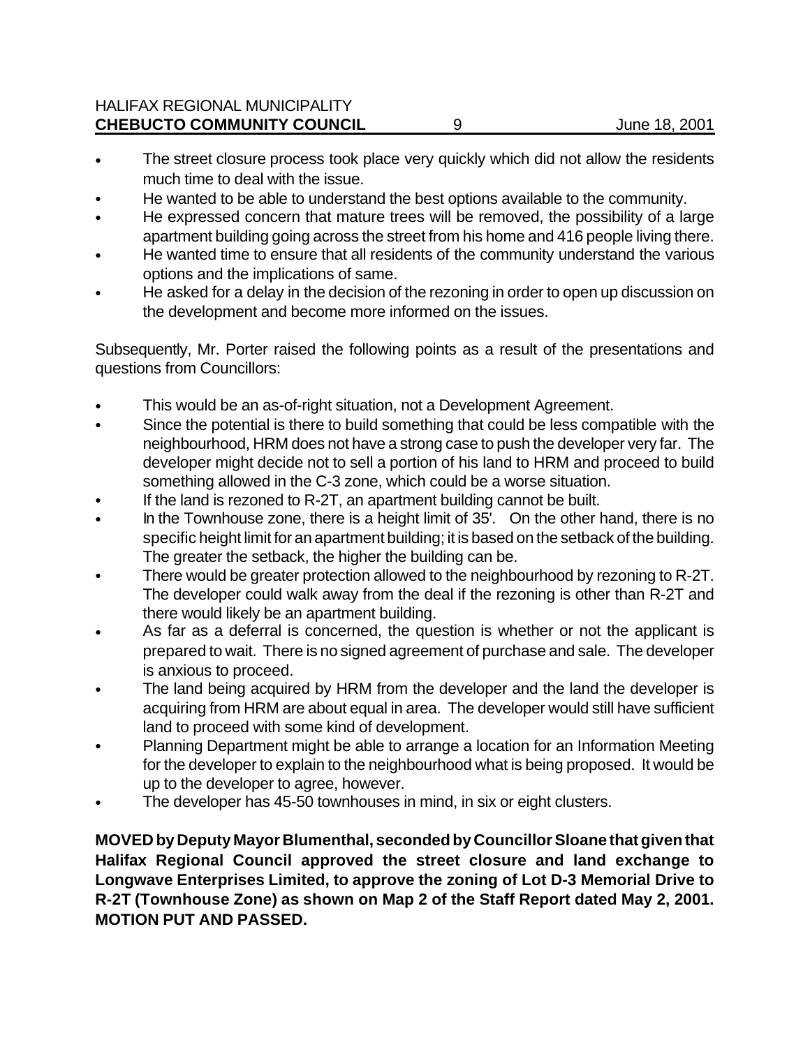- The street closure process took place very quickly which did not allow the residents much time to deal with the issue.
- He wanted to be able to understand the best options available to the community.
- He expressed concern that mature trees will be removed, the possibility of a large apartment building going across the street from his home and 416 people living there.
- He wanted time to ensure that all residents of the community understand the various options and the implications of same.
- He asked for a delay in the decision of the rezoning in order to open up discussion on the development and become more informed on the issues.

Subsequently, Mr. Porter raised the following points as a result of the presentations and questions from Councillors:

- This would be an as-of-right situation, not a Development Agreement.
- Since the potential is there to build something that could be less compatible with the neighbourhood, HRM does not have a strong case to push the developer very far. The developer might decide not to sell a portion of his land to HRM and proceed to build something allowed in the C-3 zone, which could be a worse situation.
- If the land is rezoned to R-2T, an apartment building cannot be built.
- In the Townhouse zone, there is a height limit of 35'. On the other hand, there is no specific height limit for an apartment building; it is based on the setback of the building. The greater the setback, the higher the building can be.
- There would be greater protection allowed to the neighbourhood by rezoning to R-2T. The developer could walk away from the deal if the rezoning is other than R-2T and there would likely be an apartment building.
- As far as a deferral is concerned, the question is whether or not the applicant is prepared to wait. There is no signed agreement of purchase and sale. The developer is anxious to proceed.
- The land being acquired by HRM from the developer and the land the developer is acquiring from HRM are about equal in area. The developer would still have sufficient land to proceed with some kind of development.
- Planning Department might be able to arrange a location for an Information Meeting for the developer to explain to the neighbourhood what is being proposed. It would be up to the developer to agree, however.
- The developer has 45-50 townhouses in mind, in six or eight clusters.

**MOVED by Deputy Mayor Blumenthal, seconded by Councillor Sloane that given that Halifax Regional Council approved the street closure and land exchange to Longwave Enterprises Limited, to approve the zoning of Lot D-3 Memorial Drive to R-2T (Townhouse Zone) as shown on Map 2 of the Staff Report dated May 2, 2001. MOTION PUT AND PASSED.**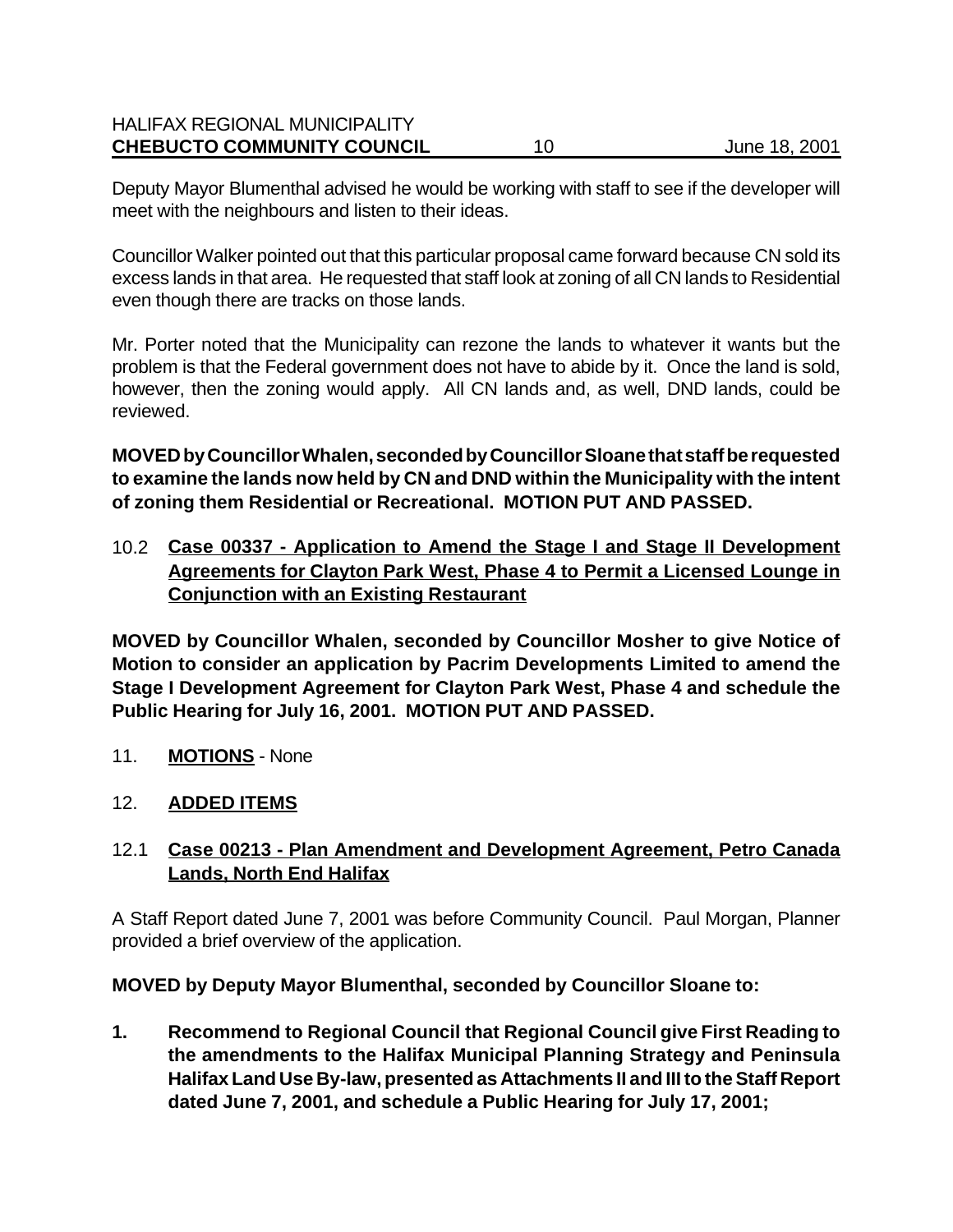Deputy Mayor Blumenthal advised he would be working with staff to see if the developer will meet with the neighbours and listen to their ideas.

Councillor Walker pointed out that this particular proposal came forward because CN sold its excess lands in that area. He requested that staff look at zoning of all CN lands to Residential even though there are tracks on those lands.

Mr. Porter noted that the Municipality can rezone the lands to whatever it wants but the problem is that the Federal government does not have to abide by it. Once the land is sold, however, then the zoning would apply. All CN lands and, as well, DND lands, could be reviewed.

**MOVED by Councillor Whalen, seconded by Councillor Sloane that staff be requested to examine the lands now held by CN and DND within the Municipality with the intent of zoning them Residential or Recreational. MOTION PUT AND PASSED.**

### 10.2 **Case 00337 - Application to Amend the Stage I and Stage II Development Agreements for Clayton Park West, Phase 4 to Permit a Licensed Lounge in Conjunction with an Existing Restaurant**

**MOVED by Councillor Whalen, seconded by Councillor Mosher to give Notice of Motion to consider an application by Pacrim Developments Limited to amend the Stage I Development Agreement for Clayton Park West, Phase 4 and schedule the Public Hearing for July 16, 2001. MOTION PUT AND PASSED.**

## 11. **MOTIONS** - None

## 12. **ADDED ITEMS**

### 12.1 **Case 00213 - Plan Amendment and Development Agreement, Petro Canada Lands, North End Halifax**

A Staff Report dated June 7, 2001 was before Community Council. Paul Morgan, Planner provided a brief overview of the application.

**MOVED by Deputy Mayor Blumenthal, seconded by Councillor Sloane to:**

**1. Recommend to Regional Council that Regional Council give First Reading to the amendments to the Halifax Municipal Planning Strategy and Peninsula Halifax Land Use By-law, presented as Attachments II and III to the Staff Report dated June 7, 2001, and schedule a Public Hearing for July 17, 2001;**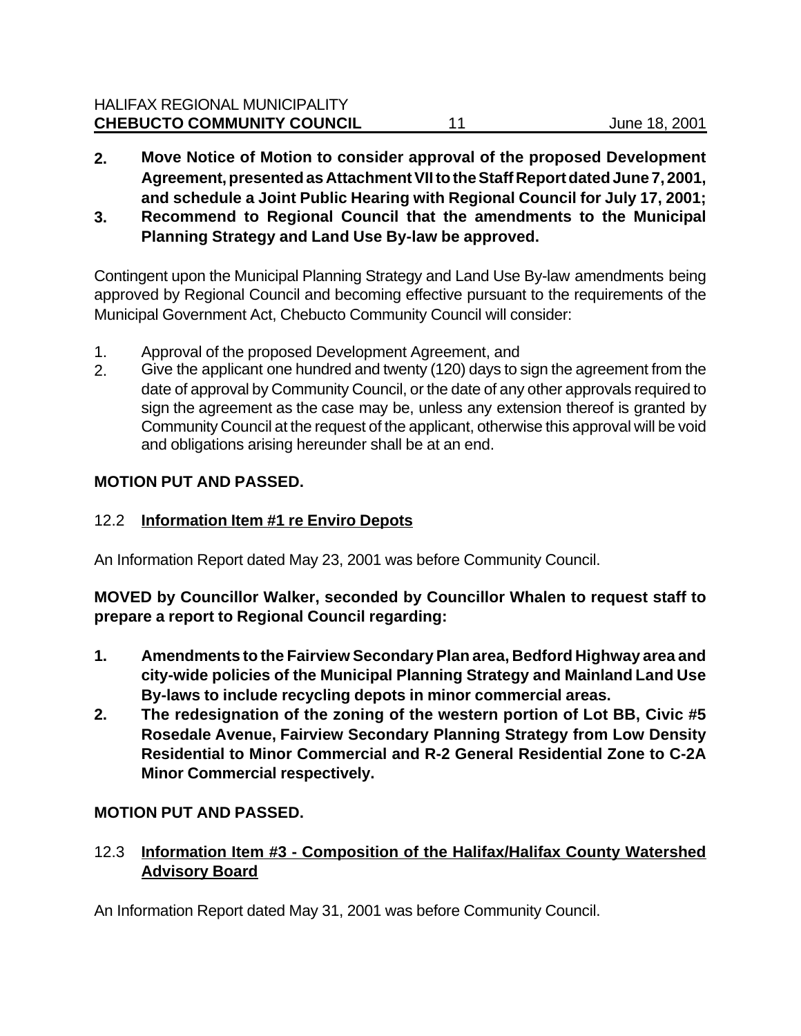2. **Move Notice of Motion to consider approval of the proposed Development Agreement, presented as Attachment VII to the Staff Report dated June 7, 2001, and schedule a Joint Public Hearing with Regional Council for July 17, 2001;**
3. **Recommend to Regional Council that the amendments to the Municipal Planning Strategy and Land Use By-law be approved.**

Contingent upon the Municipal Planning Strategy and Land Use By-law amendments being approved by Regional Council and becoming effective pursuant to the requirements of the Municipal Government Act, Chebucto Community Council will consider:

1. Approval of the proposed Development Agreement, and
2. Give the applicant one hundred and twenty (120) days to sign the agreement from the date of approval by Community Council, or the date of any other approvals required to sign the agreement as the case may be, unless any extension thereof is granted by Community Council at the request of the applicant, otherwise this approval will be void and obligations arising hereunder shall be at an end.

**MOTION PUT AND PASSED.**

12.2 **<u>Information Item #1 re Enviro Depots</u>**

An Information Report dated May 23, 2001 was before Community Council.

**MOVED by Councillor Walker, seconded by Councillor Whalen to request staff to prepare a report to Regional Council regarding:**

1. **Amendments to the Fairview Secondary Plan area, Bedford Highway area and city-wide policies of the Municipal Planning Strategy and Mainland Land Use By-laws to include recycling depots in minor commercial areas.**
2. **The redesignation of the zoning of the western portion of Lot BB, Civic #5 Rosedale Avenue, Fairview Secondary Planning Strategy from Low Density Residential to Minor Commercial and R-2 General Residential Zone to C-2A Minor Commercial respectively.**

**MOTION PUT AND PASSED.**

12.3 **<u>Information Item #3 - Composition of the Halifax/Halifax County Watershed Advisory Board</u>**

An Information Report dated May 31, 2001 was before Community Council.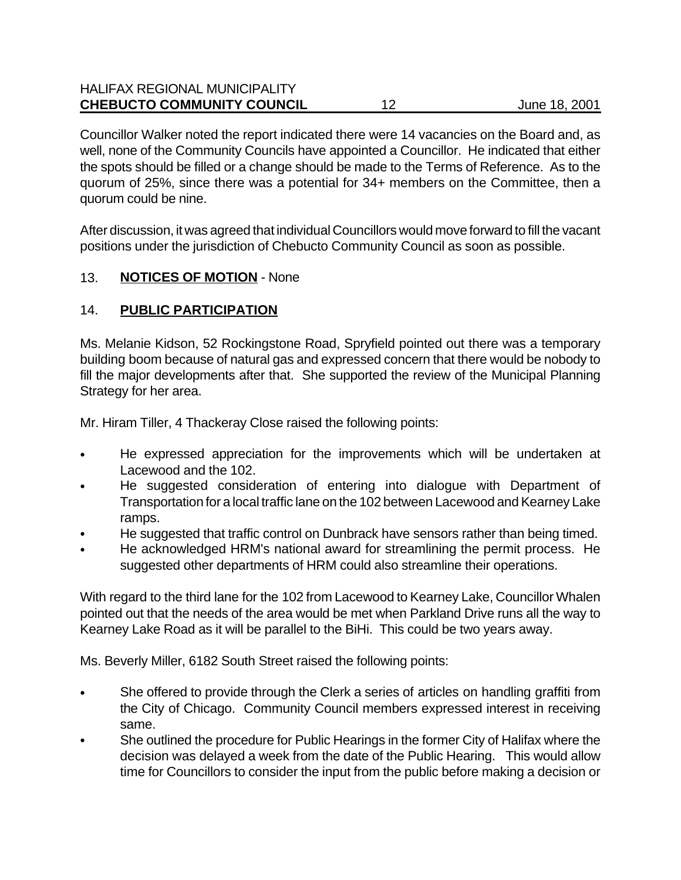Councillor Walker noted the report indicated there were 14 vacancies on the Board and, as well, none of the Community Councils have appointed a Councillor. He indicated that either the spots should be filled or a change should be made to the Terms of Reference. As to the quorum of 25%, since there was a potential for 34+ members on the Committee, then a quorum could be nine.

After discussion, it was agreed that individual Councillors would move forward to fill the vacant positions under the jurisdiction of Chebucto Community Council as soon as possible.

## 13. **NOTICES OF MOTION** - None

## 14. **PUBLIC PARTICIPATION**

Ms. Melanie Kidson, 52 Rockingstone Road, Spryfield pointed out there was a temporary building boom because of natural gas and expressed concern that there would be nobody to fill the major developments after that. She supported the review of the Municipal Planning Strategy for her area.

Mr. Hiram Tiller, 4 Thackeray Close raised the following points:

- He expressed appreciation for the improvements which will be undertaken at Lacewood and the 102.
- He suggested consideration of entering into dialogue with Department of Transportation for a local traffic lane on the 102 between Lacewood and Kearney Lake ramps.
- He suggested that traffic control on Dunbrack have sensors rather than being timed.
- He acknowledged HRM's national award for streamlining the permit process. He suggested other departments of HRM could also streamline their operations.

With regard to the third lane for the 102 from Lacewood to Kearney Lake, Councillor Whalen pointed out that the needs of the area would be met when Parkland Drive runs all the way to Kearney Lake Road as it will be parallel to the BiHi. This could be two years away.

Ms. Beverly Miller, 6182 South Street raised the following points:

- She offered to provide through the Clerk a series of articles on handling graffiti from the City of Chicago. Community Council members expressed interest in receiving same.
- She outlined the procedure for Public Hearings in the former City of Halifax where the decision was delayed a week from the date of the Public Hearing. This would allow time for Councillors to consider the input from the public before making a decision or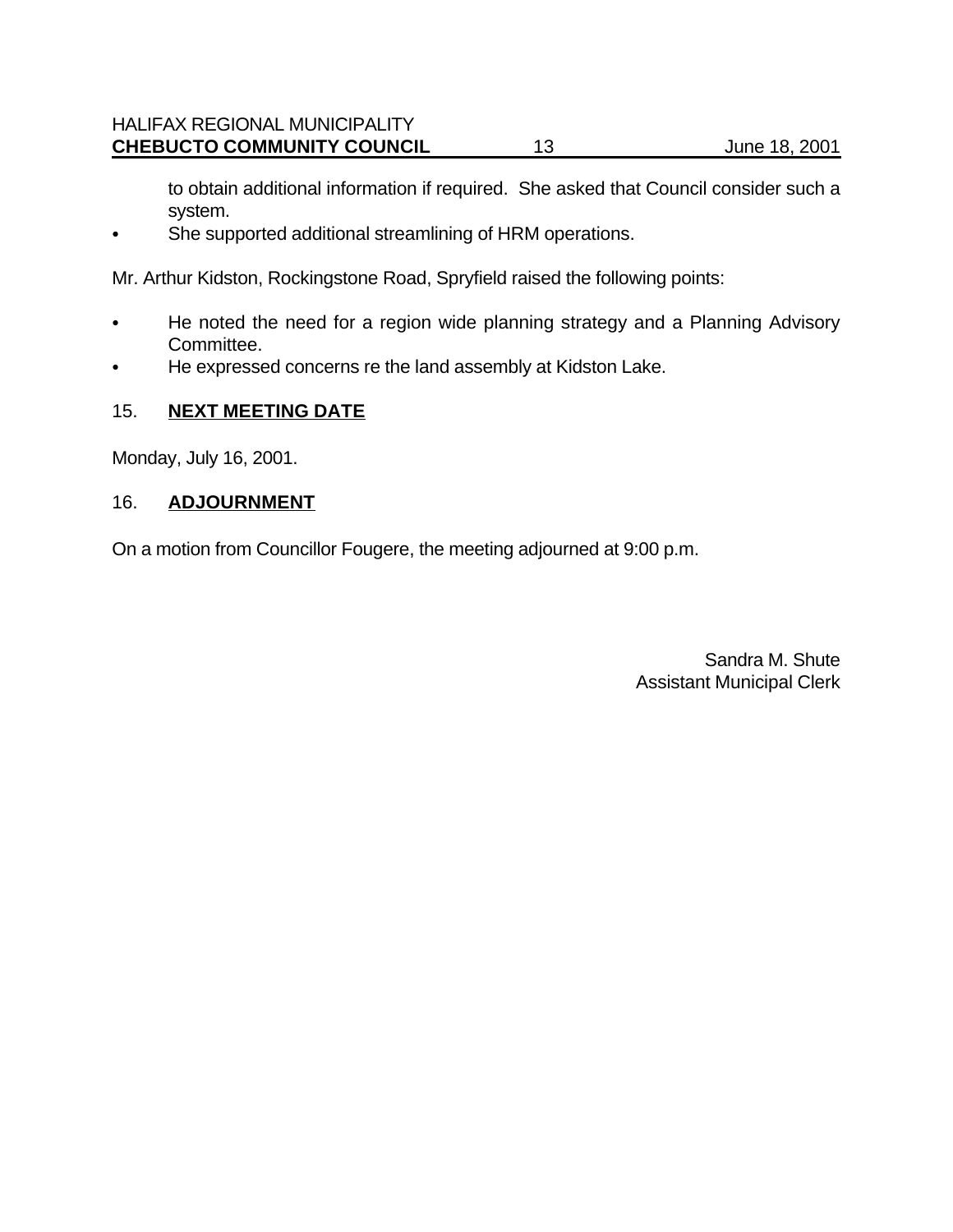to obtain additional information if required. She asked that Council consider such a system.

- She supported additional streamlining of HRM operations.

Mr. Arthur Kidston, Rockingstone Road, Spryfield raised the following points:

- He noted the need for a region wide planning strategy and a Planning Advisory Committee.
- He expressed concerns re the land assembly at Kidston Lake.

## 15. **NEXT MEETING DATE**

Monday, July 16, 2001.

## 16. **ADJOURNMENT**

On a motion from Councillor Fougere, the meeting adjourned at 9:00 p.m.

Sandra M. Shute
Assistant Municipal Clerk